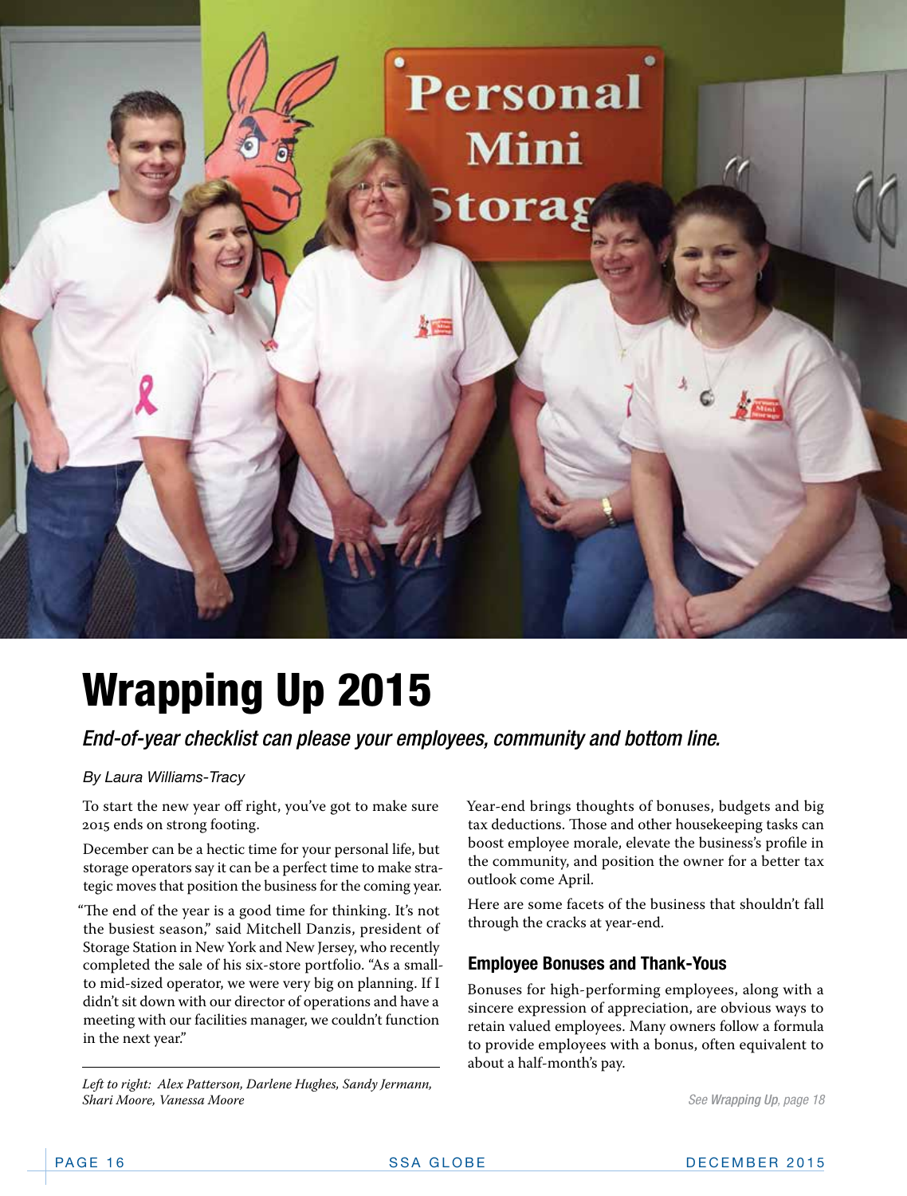# Wrapping Up 2015

*End-of-year checklist can please your employees, community and bottom line.*

*By Laura Williams-Tracy*

To start the new year off right, you've got to make sure 2015 ends on strong footing.

December can be a hectic time for your personal life, but storage operators say it can be a perfect time to make strategic moves that position the business for the coming year.

"The end of the year is a good time for thinking. It's not the busiest season," said Mitchell Danzis, president of Storage Station in New York and New Jersey, who recently completed the sale of his six-store portfolio. "As a small- to mid-sized operator, we were very big on planning. If I didn't sit down with our director of operations and have a meeting with our facilities manager, we couldn't function in the next year."

*Left to right: Alex Patterson, Darlene Hughes, Sandy Jermann, Shari Moore, Vanessa Moore*

Year-end brings thoughts of bonuses, budgets and big tax deductions. Those and other housekeeping tasks can boost employee morale, elevate the business's profile in the community, and position the owner for a better tax outlook come April.

Here are some facets of the business that shouldn't fall through the cracks at year-end.

## Employee Bonuses and Thank-Yous

Bonuses for high-performing employees, along with a sincere expression of appreciation, are obvious ways to retain valued employees. Many owners follow a formula to provide employees with a bonus, often equivalent to about a half-month's pay.

*See **Wrapping Up**, page 18*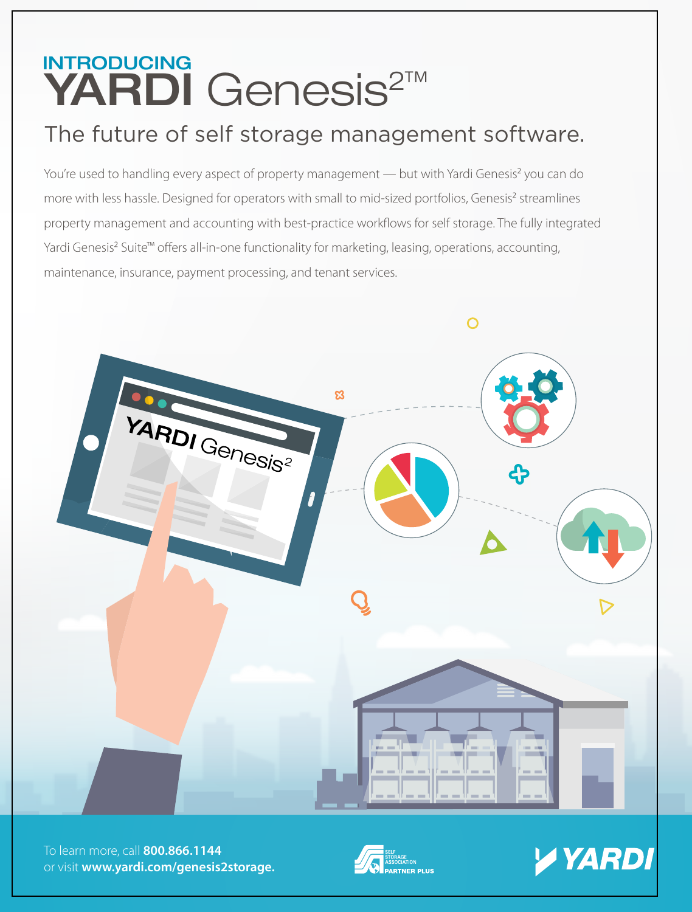INTRODUCING

# YARDI Genesis²™

## The future of self storage management software.

You're used to handling every aspect of property management — but with Yardi Genesis² you can do more with less hassle. Designed for operators with small to mid-sized portfolios, Genesis² streamlines property management and accounting with best-practice workflows for self storage. The fully integrated Yardi Genesis² Suite™ offers all-in-one functionality for marketing, leasing, operations, accounting, maintenance, insurance, payment processing, and tenant services.

To learn more, call **800.866.1144**
or visit **www.yardi.com/genesis2storage.**

SELF STORAGE ASSOCIATION PARTNER PLUS

YARDI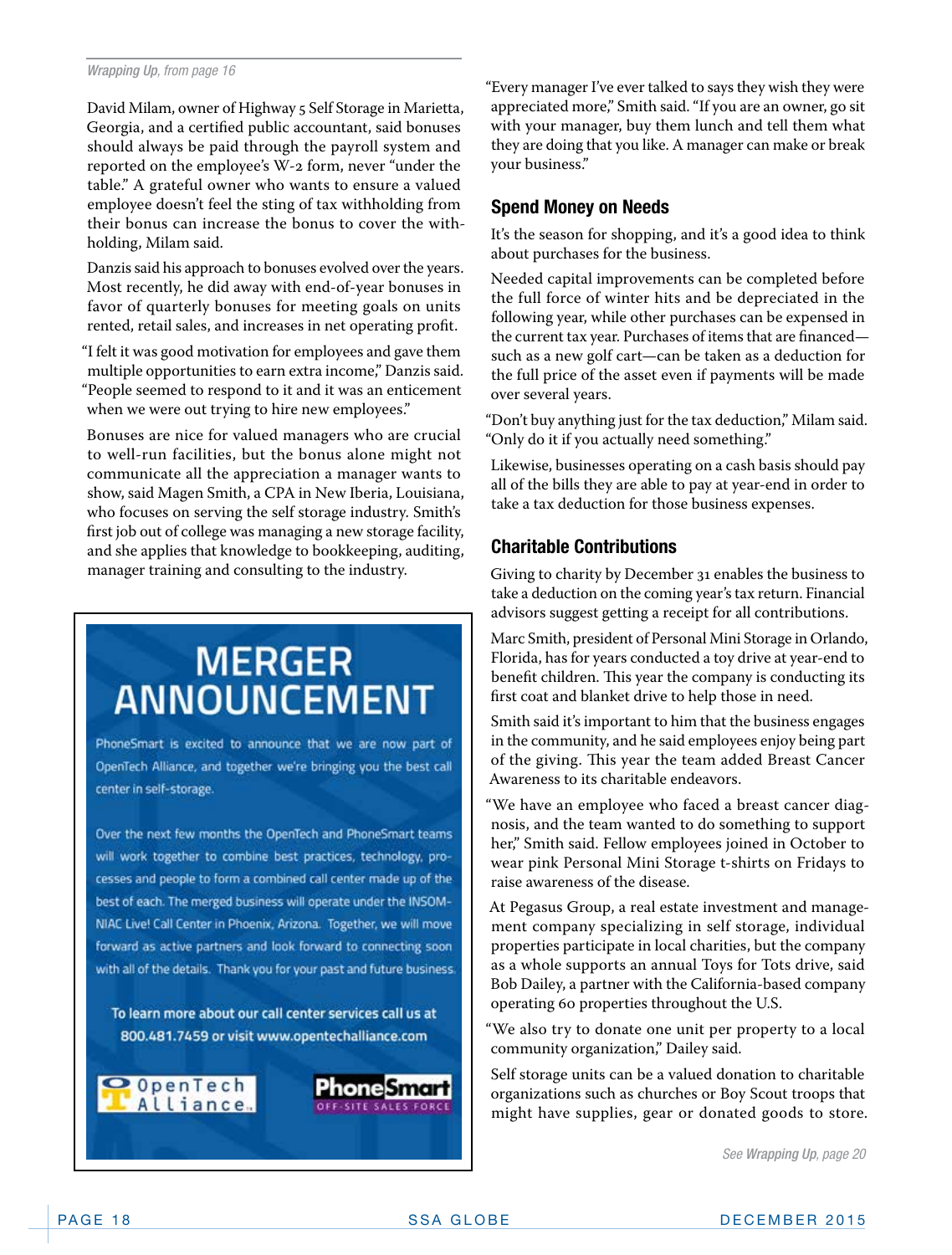*Wrapping Up*, from page 16

David Milam, owner of Highway 5 Self Storage in Marietta, Georgia, and a certified public accountant, said bonuses should always be paid through the payroll system and reported on the employee's W-2 form, never "under the table." A grateful owner who wants to ensure a valued employee doesn't feel the sting of tax withholding from their bonus can increase the bonus to cover the withholding, Milam said.

Danzis said his approach to bonuses evolved over the years. Most recently, he did away with end-of-year bonuses in favor of quarterly bonuses for meeting goals on units rented, retail sales, and increases in net operating profit.

"I felt it was good motivation for employees and gave them multiple opportunities to earn extra income," Danzis said. "People seemed to respond to it and it was an enticement when we were out trying to hire new employees."

Bonuses are nice for valued managers who are crucial to well-run facilities, but the bonus alone might not communicate all the appreciation a manager wants to show, said Magen Smith, a CPA in New Iberia, Louisiana, who focuses on serving the self storage industry. Smith's first job out of college was managing a new storage facility, and she applies that knowledge to bookkeeping, auditing, manager training and consulting to the industry.

# MERGER ANNOUNCEMENT

PhoneSmart is excited to announce that we are now part of OpenTech Alliance, and together we're bringing you the best call center in self-storage.

Over the next few months the OpenTech and PhoneSmart teams will work together to combine best practices, technology, processes and people to form a combined call center made up of the best of each. The merged business will operate under the INSOMNIAC Live! Call Center in Phoenix, Arizona. Together, we will move forward as active partners and look forward to connecting soon with all of the details. Thank you for your past and future business.

**To learn more about our call center services call us at 800.481.7459 or visit www.opentechalliance.com**

OpenTech Alliance — PhoneSmart OFF-SITE SALES FORCE

"Every manager I've ever talked to says they wish they were appreciated more," Smith said. "If you are an owner, go sit with your manager, buy them lunch and tell them what they are doing that you like. A manager can make or break your business."

## Spend Money on Needs

It's the season for shopping, and it's a good idea to think about purchases for the business.

Needed capital improvements can be completed before the full force of winter hits and be depreciated in the following year, while other purchases can be expensed in the current tax year. Purchases of items that are financed—such as a new golf cart—can be taken as a deduction for the full price of the asset even if payments will be made over several years.

"Don't buy anything just for the tax deduction," Milam said. "Only do it if you actually need something."

Likewise, businesses operating on a cash basis should pay all of the bills they are able to pay at year-end in order to take a tax deduction for those business expenses.

## Charitable Contributions

Giving to charity by December 31 enables the business to take a deduction on the coming year's tax return. Financial advisors suggest getting a receipt for all contributions.

Marc Smith, president of Personal Mini Storage in Orlando, Florida, has for years conducted a toy drive at year-end to benefit children. This year the company is conducting its first coat and blanket drive to help those in need.

Smith said it's important to him that the business engages in the community, and he said employees enjoy being part of the giving. This year the team added Breast Cancer Awareness to its charitable endeavors.

"We have an employee who faced a breast cancer diagnosis, and the team wanted to do something to support her," Smith said. Fellow employees joined in October to wear pink Personal Mini Storage t-shirts on Fridays to raise awareness of the disease.

At Pegasus Group, a real estate investment and management company specializing in self storage, individual properties participate in local charities, but the company as a whole supports an annual Toys for Tots drive, said Bob Dailey, a partner with the California-based company operating 60 properties throughout the U.S.

"We also try to donate one unit per property to a local community organization," Dailey said.

Self storage units can be a valued donation to charitable organizations such as churches or Boy Scout troops that might have supplies, gear or donated goods to store.

*See **Wrapping Up**, page 20*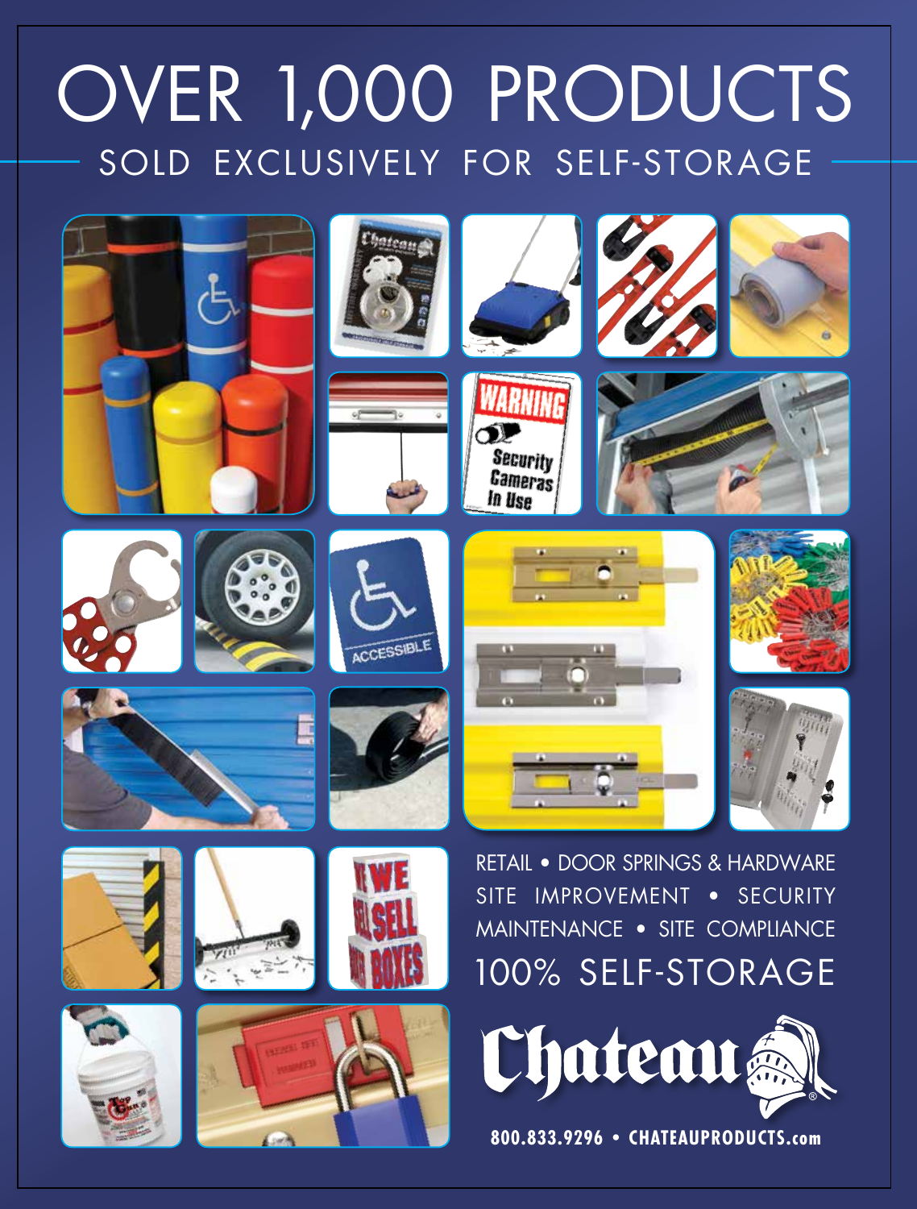# OVER 1,000 PRODUCTS

## SOLD EXCLUSIVELY FOR SELF-STORAGE

RETAIL • DOOR SPRINGS & HARDWARE
SITE IMPROVEMENT • SECURITY
MAINTENANCE • SITE COMPLIANCE

## 100% SELF-STORAGE

Chateau

**800.833.9296 • CHATEAUPRODUCTS.com**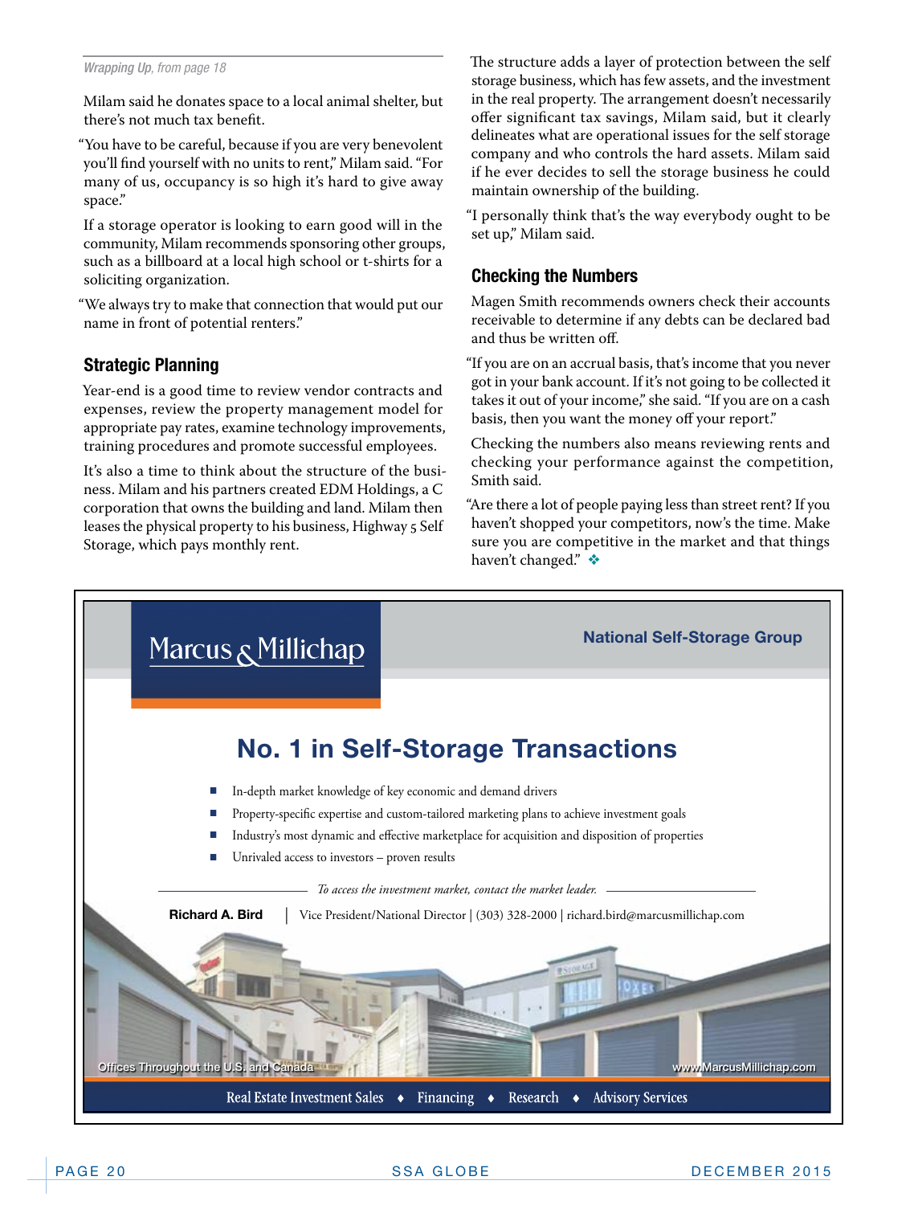*Wrapping Up, from page 18*

Milam said he donates space to a local animal shelter, but there's not much tax benefit.

"You have to be careful, because if you are very benevolent you'll find yourself with no units to rent," Milam said. "For many of us, occupancy is so high it's hard to give away space."

If a storage operator is looking to earn good will in the community, Milam recommends sponsoring other groups, such as a billboard at a local high school or t-shirts for a soliciting organization.

"We always try to make that connection that would put our name in front of potential renters."

### Strategic Planning

Year-end is a good time to review vendor contracts and expenses, review the property management model for appropriate pay rates, examine technology improvements, training procedures and promote successful employees.

It's also a time to think about the structure of the business. Milam and his partners created EDM Holdings, a C corporation that owns the building and land. Milam then leases the physical property to his business, Highway 5 Self Storage, which pays monthly rent.

The structure adds a layer of protection between the self storage business, which has few assets, and the investment in the real property. The arrangement doesn't necessarily offer significant tax savings, Milam said, but it clearly delineates what are operational issues for the self storage company and who controls the hard assets. Milam said if he ever decides to sell the storage business he could maintain ownership of the building.

"I personally think that's the way everybody ought to be set up," Milam said.

### Checking the Numbers

Magen Smith recommends owners check their accounts receivable to determine if any debts can be declared bad and thus be written off.

"If you are on an accrual basis, that's income that you never got in your bank account. If it's not going to be collected it takes it out of your income," she said. "If you are on a cash basis, then you want the money off your report."

Checking the numbers also means reviewing rents and checking your performance against the competition, Smith said.

"Are there a lot of people paying less than street rent? If you haven't shopped your competitors, now's the time. Make sure you are competitive in the market and that things haven't changed." ❖

---

Marcus & Millichap

National Self-Storage Group

## No. 1 in Self-Storage Transactions

- In-depth market knowledge of key economic and demand drivers
- Property-specific expertise and custom-tailored marketing plans to achieve investment goals
- Industry's most dynamic and effective marketplace for acquisition and disposition of properties
- Unrivaled access to investors – proven results

*To access the investment market, contact the market leader.*

**Richard A. Bird** | Vice President/National Director | (303) 328-2000 | richard.bird@marcusmillichap.com

Offices Throughout the U.S. and Canada

www.MarcusMillichap.com

Real Estate Investment Sales ♦ Financing ♦ Research ♦ Advisory Services